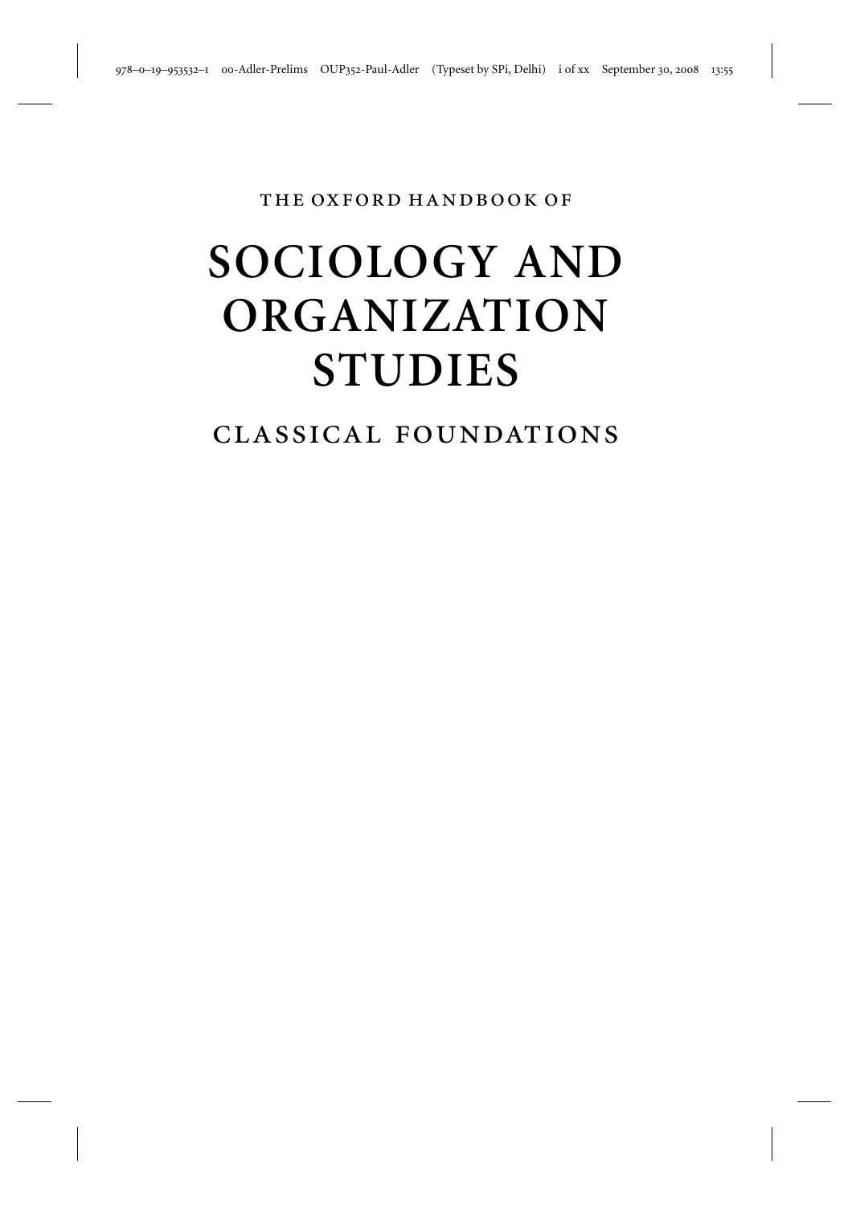THE OXFORD HANDBOOK OF

# SOCIOLOGY AND ORGANIZATION STUDIES

## CLASSICAL FOUNDATIONS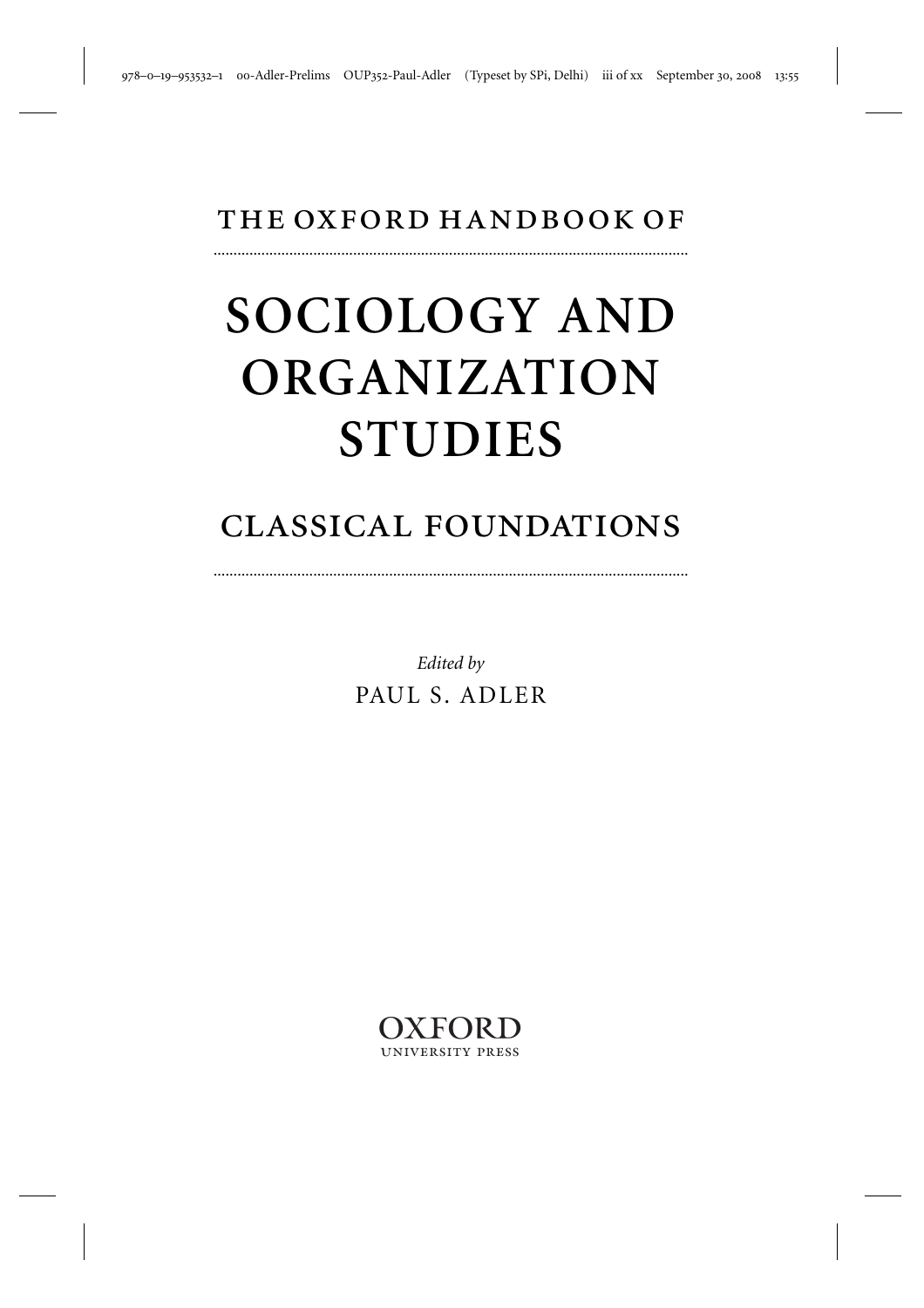THE OXFORD HANDBOOK OF

# SOCIOLOGY AND ORGANIZATION STUDIES

## CLASSICAL FOUNDATIONS

*Edited by*

PAUL S. ADLER

OXFORD
UNIVERSITY PRESS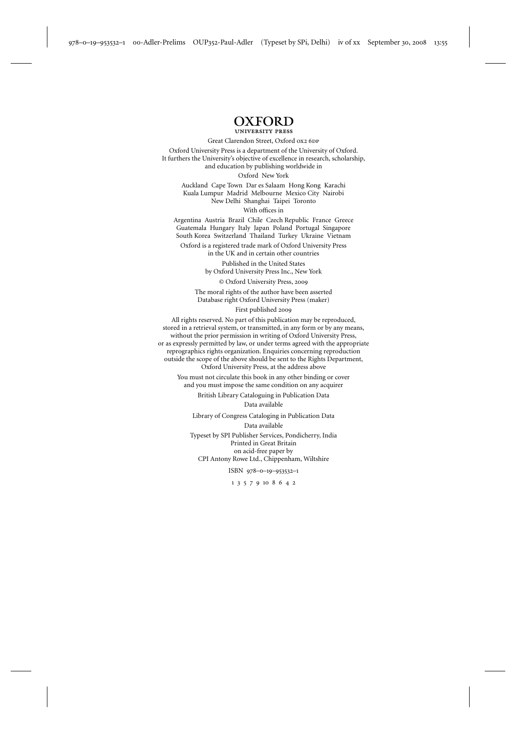# OXFORD

UNIVERSITY PRESS

Great Clarendon Street, Oxford OX2 6DP

Oxford University Press is a department of the University of Oxford.
It furthers the University's objective of excellence in research, scholarship,
and education by publishing worldwide in

Oxford New York

Auckland Cape Town Dar es Salaam Hong Kong Karachi
Kuala Lumpur Madrid Melbourne Mexico City Nairobi
New Delhi Shanghai Taipei Toronto

With offices in

Argentina Austria Brazil Chile Czech Republic France Greece
Guatemala Hungary Italy Japan Poland Portugal Singapore
South Korea Switzerland Thailand Turkey Ukraine Vietnam

Oxford is a registered trade mark of Oxford University Press
in the UK and in certain other countries

Published in the United States
by Oxford University Press Inc., New York

© Oxford University Press, 2009

The moral rights of the author have been asserted
Database right Oxford University Press (maker)

First published 2009

All rights reserved. No part of this publication may be reproduced,
stored in a retrieval system, or transmitted, in any form or by any means,
without the prior permission in writing of Oxford University Press,
or as expressly permitted by law, or under terms agreed with the appropriate
reprographics rights organization. Enquiries concerning reproduction
outside the scope of the above should be sent to the Rights Department,
Oxford University Press, at the address above

You must not circulate this book in any other binding or cover
and you must impose the same condition on any acquirer

British Library Cataloguing in Publication Data

Data available

Library of Congress Cataloging in Publication Data

Data available

Typeset by SPI Publisher Services, Pondicherry, India
Printed in Great Britain
on acid-free paper by
CPI Antony Rowe Ltd., Chippenham, Wiltshire

ISBN 978–0–19–953532–1

1 3 5 7 9 10 8 6 4 2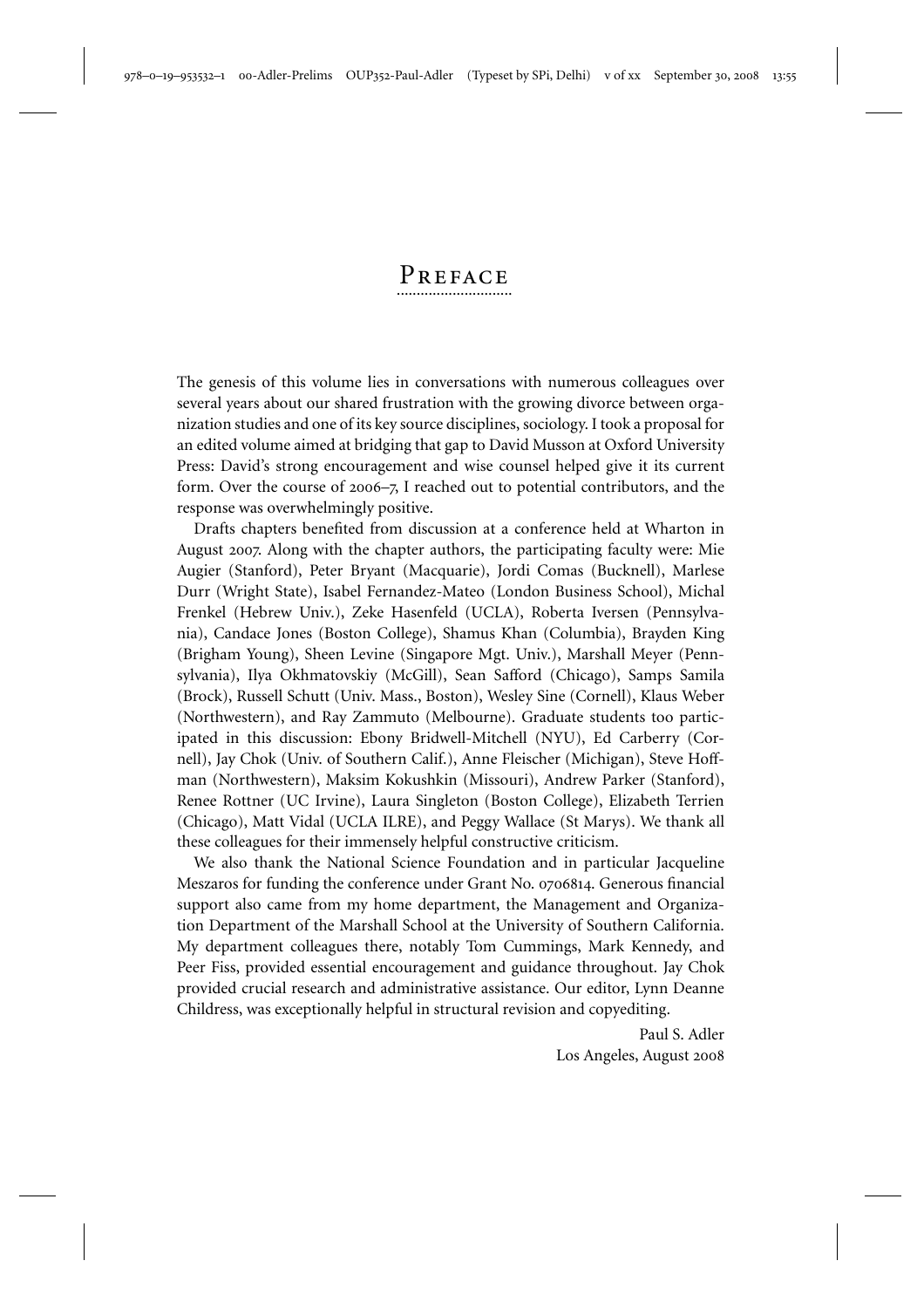# Preface

The genesis of this volume lies in conversations with numerous colleagues over several years about our shared frustration with the growing divorce between organization studies and one of its key source disciplines, sociology. I took a proposal for an edited volume aimed at bridging that gap to David Musson at Oxford University Press: David's strong encouragement and wise counsel helped give it its current form. Over the course of 2006–7, I reached out to potential contributors, and the response was overwhelmingly positive.

Drafts chapters benefited from discussion at a conference held at Wharton in August 2007. Along with the chapter authors, the participating faculty were: Mie Augier (Stanford), Peter Bryant (Macquarie), Jordi Comas (Bucknell), Marlese Durr (Wright State), Isabel Fernandez-Mateo (London Business School), Michal Frenkel (Hebrew Univ.), Zeke Hasenfeld (UCLA), Roberta Iversen (Pennsylvania), Candace Jones (Boston College), Shamus Khan (Columbia), Brayden King (Brigham Young), Sheen Levine (Singapore Mgt. Univ.), Marshall Meyer (Pennsylvania), Ilya Okhmatovskiy (McGill), Sean Safford (Chicago), Samps Samila (Brock), Russell Schutt (Univ. Mass., Boston), Wesley Sine (Cornell), Klaus Weber (Northwestern), and Ray Zammuto (Melbourne). Graduate students too participated in this discussion: Ebony Bridwell-Mitchell (NYU), Ed Carberry (Cornell), Jay Chok (Univ. of Southern Calif.), Anne Fleischer (Michigan), Steve Hoffman (Northwestern), Maksim Kokushkin (Missouri), Andrew Parker (Stanford), Renee Rottner (UC Irvine), Laura Singleton (Boston College), Elizabeth Terrien (Chicago), Matt Vidal (UCLA ILRE), and Peggy Wallace (St Marys). We thank all these colleagues for their immensely helpful constructive criticism.

We also thank the National Science Foundation and in particular Jacqueline Meszaros for funding the conference under Grant No. 0706814. Generous financial support also came from my home department, the Management and Organization Department of the Marshall School at the University of Southern California. My department colleagues there, notably Tom Cummings, Mark Kennedy, and Peer Fiss, provided essential encouragement and guidance throughout. Jay Chok provided crucial research and administrative assistance. Our editor, Lynn Deanne Childress, was exceptionally helpful in structural revision and copyediting.

Paul S. Adler
Los Angeles, August 2008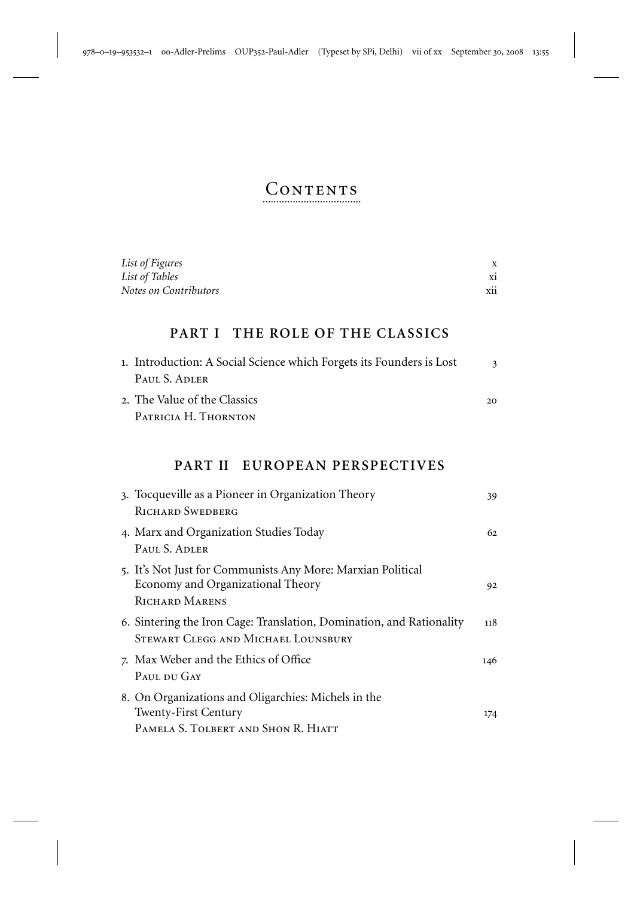# Contents

*List of Figures* x
*List of Tables* xi
*Notes on Contributors* xii

## PART I THE ROLE OF THE CLASSICS

1. Introduction: A Social Science which Forgets its Founders is Lost 3
   Paul S. Adler
2. The Value of the Classics 20
   Patricia H. Thornton

## PART II EUROPEAN PERSPECTIVES

3. Tocqueville as a Pioneer in Organization Theory 39
   Richard Swedberg
4. Marx and Organization Studies Today 62
   Paul S. Adler
5. It's Not Just for Communists Any More: Marxian Political Economy and Organizational Theory 92
   Richard Marens
6. Sintering the Iron Cage: Translation, Domination, and Rationality 118
   Stewart Clegg and Michael Lounsbury
7. Max Weber and the Ethics of Office 146
   Paul du Gay
8. On Organizations and Oligarchies: Michels in the Twenty-First Century 174
   Pamela S. Tolbert and Shon R. Hiatt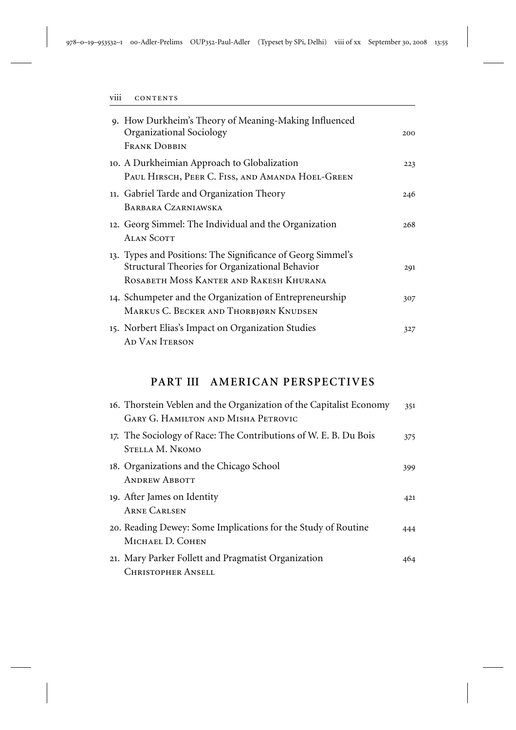9. How Durkheim's Theory of Meaning-Making Influenced Organizational Sociology — 200
   Frank Dobbin

10. A Durkheimian Approach to Globalization — 223
    Paul Hirsch, Peer C. Fiss, and Amanda Hoel-Green

11. Gabriel Tarde and Organization Theory — 246
    Barbara Czarniawska

12. Georg Simmel: The Individual and the Organization — 268
    Alan Scott

13. Types and Positions: The Significance of Georg Simmel's Structural Theories for Organizational Behavior — 291
    Rosabeth Moss Kanter and Rakesh Khurana

14. Schumpeter and the Organization of Entrepreneurship — 307
    Markus C. Becker and Thorbjørn Knudsen

15. Norbert Elias's Impact on Organization Studies — 327
    Ad Van Iterson

## PART III AMERICAN PERSPECTIVES

16. Thorstein Veblen and the Organization of the Capitalist Economy — 351
    Gary G. Hamilton and Misha Petrovic

17. The Sociology of Race: The Contributions of W. E. B. Du Bois — 375
    Stella M. Nkomo

18. Organizations and the Chicago School — 399
    Andrew Abbott

19. After James on Identity — 421
    Arne Carlsen

20. Reading Dewey: Some Implications for the Study of Routine — 444
    Michael D. Cohen

21. Mary Parker Follett and Pragmatist Organization — 464
    Christopher Ansell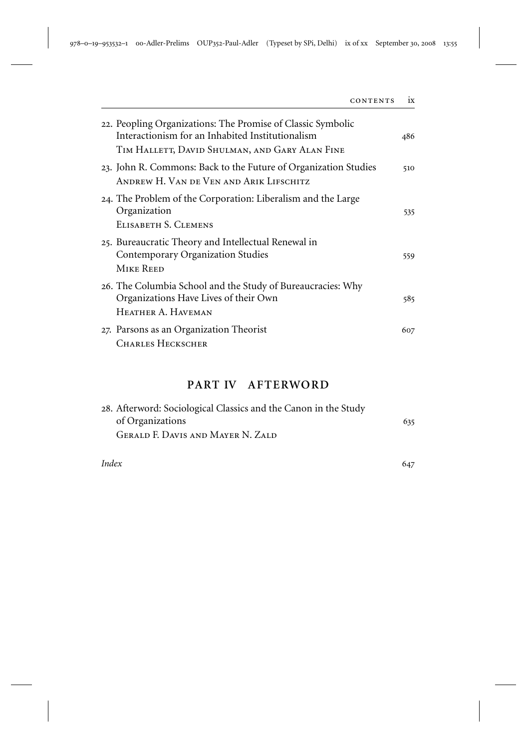22. Peopling Organizations: The Promise of Classic Symbolic Interactionism for an Inhabited Institutionalism 486
TIM HALLETT, DAVID SHULMAN, AND GARY ALAN FINE

23. John R. Commons: Back to the Future of Organization Studies 510
ANDREW H. VAN DE VEN AND ARIK LIFSCHITZ

24. The Problem of the Corporation: Liberalism and the Large Organization 535
ELISABETH S. CLEMENS

25. Bureaucratic Theory and Intellectual Renewal in Contemporary Organization Studies 559
MIKE REED

26. The Columbia School and the Study of Bureaucracies: Why Organizations Have Lives of their Own 585
HEATHER A. HAVEMAN

27. Parsons as an Organization Theorist 607
CHARLES HECKSCHER

## PART IV AFTERWORD

28. Afterword: Sociological Classics and the Canon in the Study of Organizations 635
GERALD F. DAVIS AND MAYER N. ZALD

*Index* 647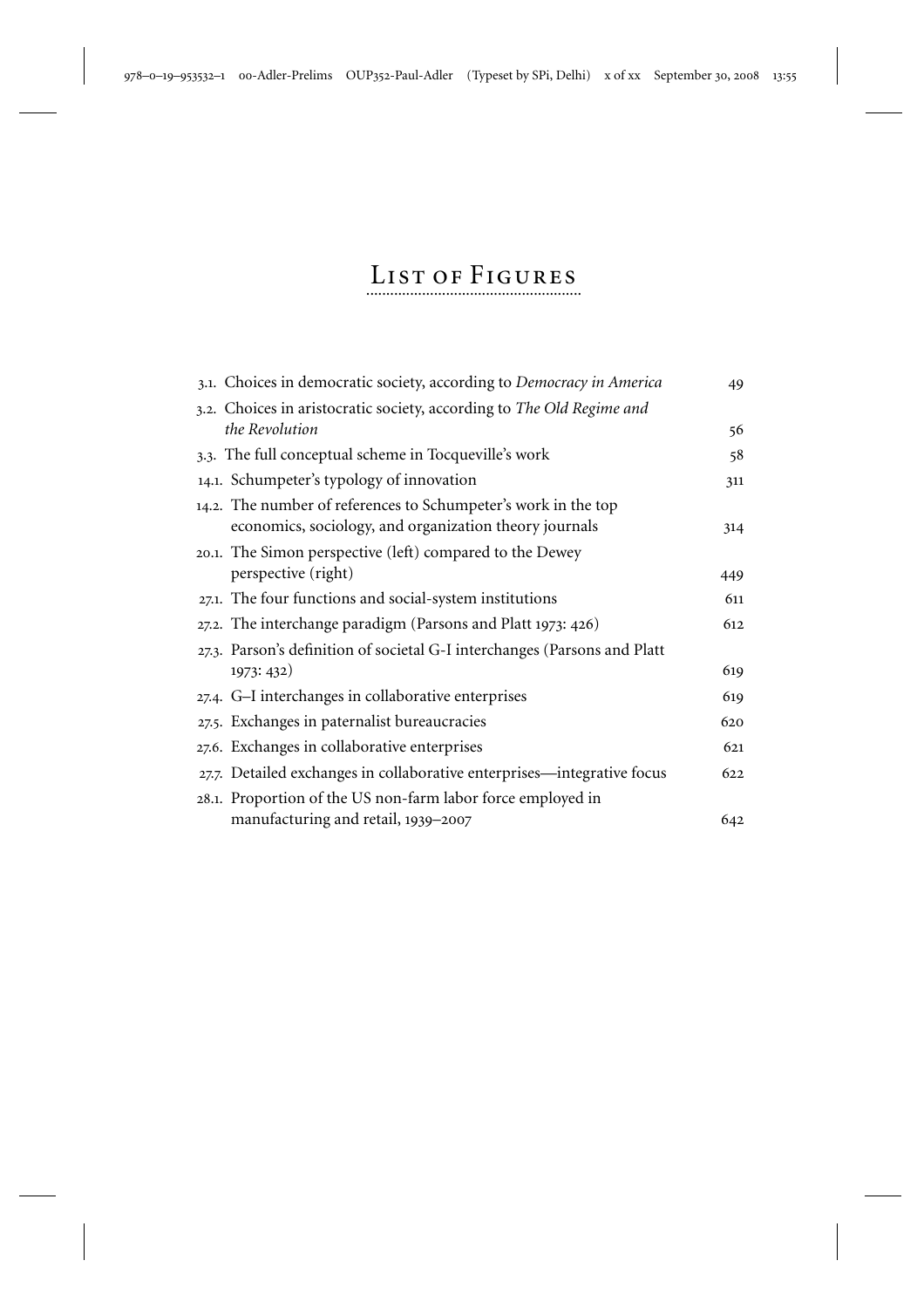# List of Figures

| | |
|---|---|
| 3.1. Choices in democratic society, according to *Democracy in America* | 49 |
| 3.2. Choices in aristocratic society, according to *The Old Regime and the Revolution* | 56 |
| 3.3. The full conceptual scheme in Tocqueville's work | 58 |
| 14.1. Schumpeter's typology of innovation | 311 |
| 14.2. The number of references to Schumpeter's work in the top economics, sociology, and organization theory journals | 314 |
| 20.1. The Simon perspective (left) compared to the Dewey perspective (right) | 449 |
| 27.1. The four functions and social-system institutions | 611 |
| 27.2. The interchange paradigm (Parsons and Platt 1973: 426) | 612 |
| 27.3. Parson's definition of societal G-I interchanges (Parsons and Platt 1973: 432) | 619 |
| 27.4. G–I interchanges in collaborative enterprises | 619 |
| 27.5. Exchanges in paternalist bureaucracies | 620 |
| 27.6. Exchanges in collaborative enterprises | 621 |
| 27.7. Detailed exchanges in collaborative enterprises—integrative focus | 622 |
| 28.1. Proportion of the US non-farm labor force employed in manufacturing and retail, 1939–2007 | 642 |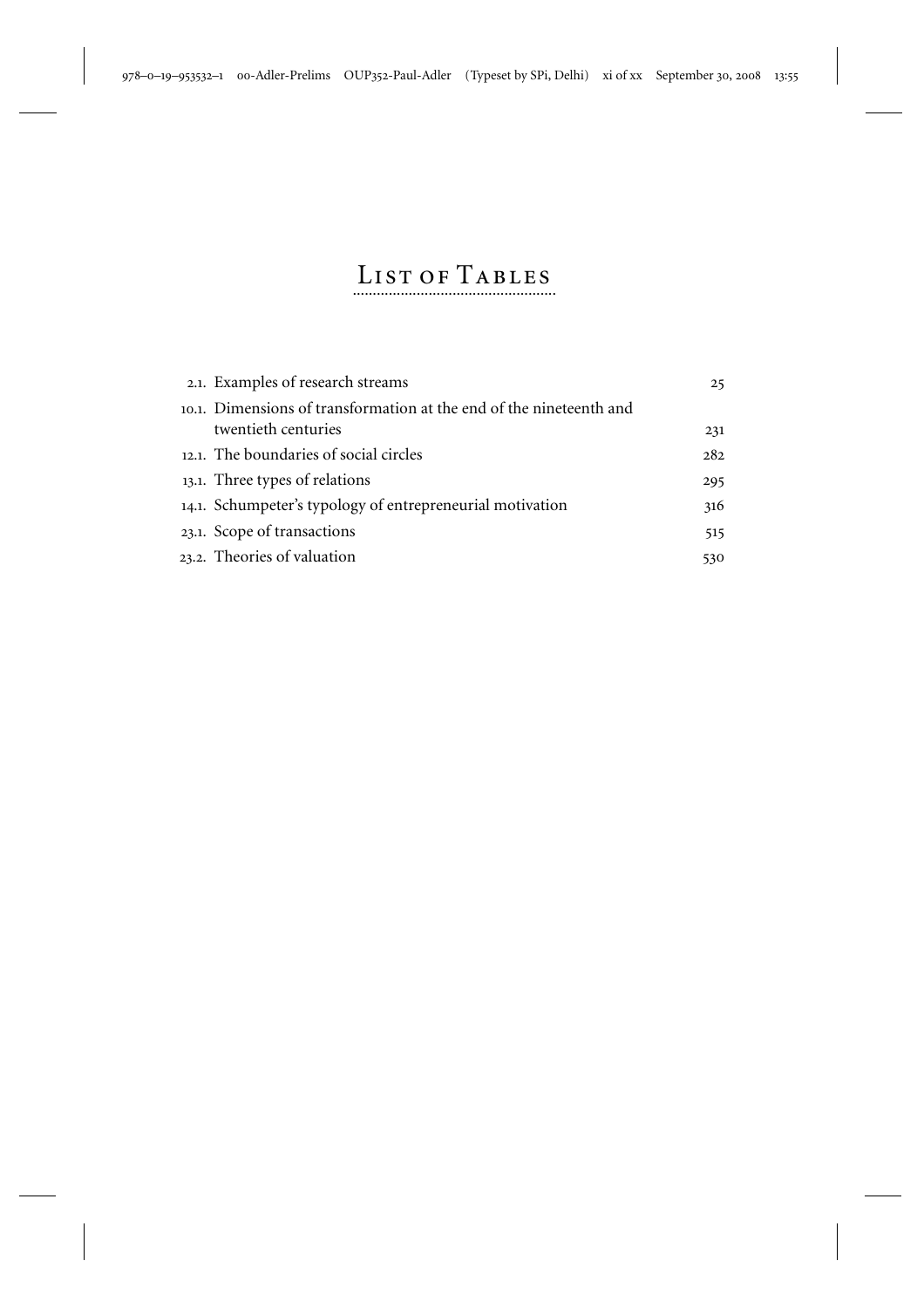# List of Tables

| | |
|---|---|
| 2.1. Examples of research streams | 25 |
| 10.1. Dimensions of transformation at the end of the nineteenth and twentieth centuries | 231 |
| 12.1. The boundaries of social circles | 282 |
| 13.1. Three types of relations | 295 |
| 14.1. Schumpeter's typology of entrepreneurial motivation | 316 |
| 23.1. Scope of transactions | 515 |
| 23.2. Theories of valuation | 530 |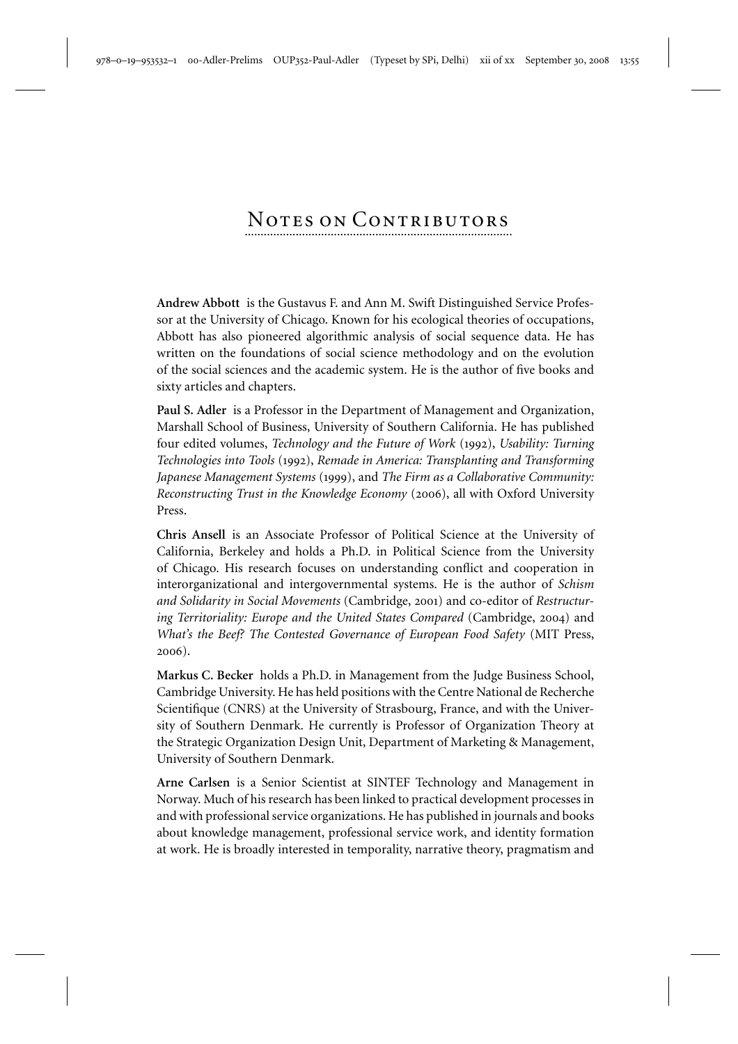# Notes on Contributors

**Andrew Abbott** is the Gustavus F. and Ann M. Swift Distinguished Service Professor at the University of Chicago. Known for his ecological theories of occupations, Abbott has also pioneered algorithmic analysis of social sequence data. He has written on the foundations of social science methodology and on the evolution of the social sciences and the academic system. He is the author of five books and sixty articles and chapters.

**Paul S. Adler** is a Professor in the Department of Management and Organization, Marshall School of Business, University of Southern California. He has published four edited volumes, *Technology and the Future of Work* (1992), *Usability: Turning Technologies into Tools* (1992), *Remade in America: Transplanting and Transforming Japanese Management Systems* (1999), and *The Firm as a Collaborative Community: Reconstructing Trust in the Knowledge Economy* (2006), all with Oxford University Press.

**Chris Ansell** is an Associate Professor of Political Science at the University of California, Berkeley and holds a Ph.D. in Political Science from the University of Chicago. His research focuses on understanding conflict and cooperation in interorganizational and intergovernmental systems. He is the author of *Schism and Solidarity in Social Movements* (Cambridge, 2001) and co-editor of *Restructuring Territoriality: Europe and the United States Compared* (Cambridge, 2004) and *What's the Beef? The Contested Governance of European Food Safety* (MIT Press, 2006).

**Markus C. Becker** holds a Ph.D. in Management from the Judge Business School, Cambridge University. He has held positions with the Centre National de Recherche Scientifique (CNRS) at the University of Strasbourg, France, and with the University of Southern Denmark. He currently is Professor of Organization Theory at the Strategic Organization Design Unit, Department of Marketing & Management, University of Southern Denmark.

**Arne Carlsen** is a Senior Scientist at SINTEF Technology and Management in Norway. Much of his research has been linked to practical development processes in and with professional service organizations. He has published in journals and books about knowledge management, professional service work, and identity formation at work. He is broadly interested in temporality, narrative theory, pragmatism and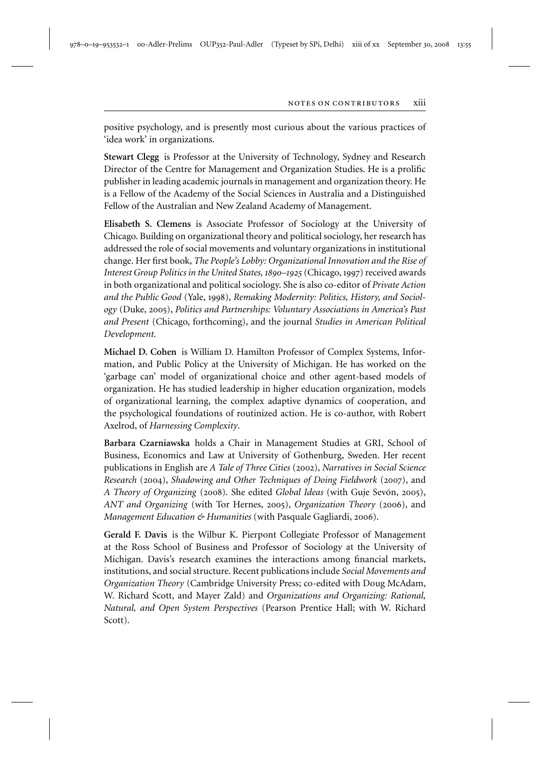positive psychology, and is presently most curious about the various practices of 'idea work' in organizations.

**Stewart Clegg** is Professor at the University of Technology, Sydney and Research Director of the Centre for Management and Organization Studies. He is a prolific publisher in leading academic journals in management and organization theory. He is a Fellow of the Academy of the Social Sciences in Australia and a Distinguished Fellow of the Australian and New Zealand Academy of Management.

**Elisabeth S. Clemens** is Associate Professor of Sociology at the University of Chicago. Building on organizational theory and political sociology, her research has addressed the role of social movements and voluntary organizations in institutional change. Her first book, *The People's Lobby: Organizational Innovation and the Rise of Interest Group Politics in the United States, 1890–1925* (Chicago, 1997) received awards in both organizational and political sociology. She is also co-editor of *Private Action and the Public Good* (Yale, 1998), *Remaking Modernity: Politics, History, and Sociology* (Duke, 2005), *Politics and Partnerships: Voluntary Associations in America's Past and Present* (Chicago, forthcoming), and the journal *Studies in American Political Development.*

**Michael D. Cohen** is William D. Hamilton Professor of Complex Systems, Information, and Public Policy at the University of Michigan. He has worked on the 'garbage can' model of organizational choice and other agent-based models of organization. He has studied leadership in higher education organization, models of organizational learning, the complex adaptive dynamics of cooperation, and the psychological foundations of routinized action. He is co-author, with Robert Axelrod, of *Harnessing Complexity*.

**Barbara Czarniawska** holds a Chair in Management Studies at GRI, School of Business, Economics and Law at University of Gothenburg, Sweden. Her recent publications in English are *A Tale of Three Cities* (2002), *Narratives in Social Science Research* (2004), *Shadowing and Other Techniques of Doing Fieldwork* (2007), and *A Theory of Organizing* (2008). She edited *Global Ideas* (with Guje Sevón, 2005), *ANT and Organizing* (with Tor Hernes, 2005), *Organization Theory* (2006), and *Management Education & Humanities* (with Pasquale Gagliardi, 2006).

**Gerald F. Davis** is the Wilbur K. Pierpont Collegiate Professor of Management at the Ross School of Business and Professor of Sociology at the University of Michigan. Davis's research examines the interactions among financial markets, institutions, and social structure. Recent publications include *Social Movements and Organization Theory* (Cambridge University Press; co-edited with Doug McAdam, W. Richard Scott, and Mayer Zald) and *Organizations and Organizing: Rational, Natural, and Open System Perspectives* (Pearson Prentice Hall; with W. Richard Scott).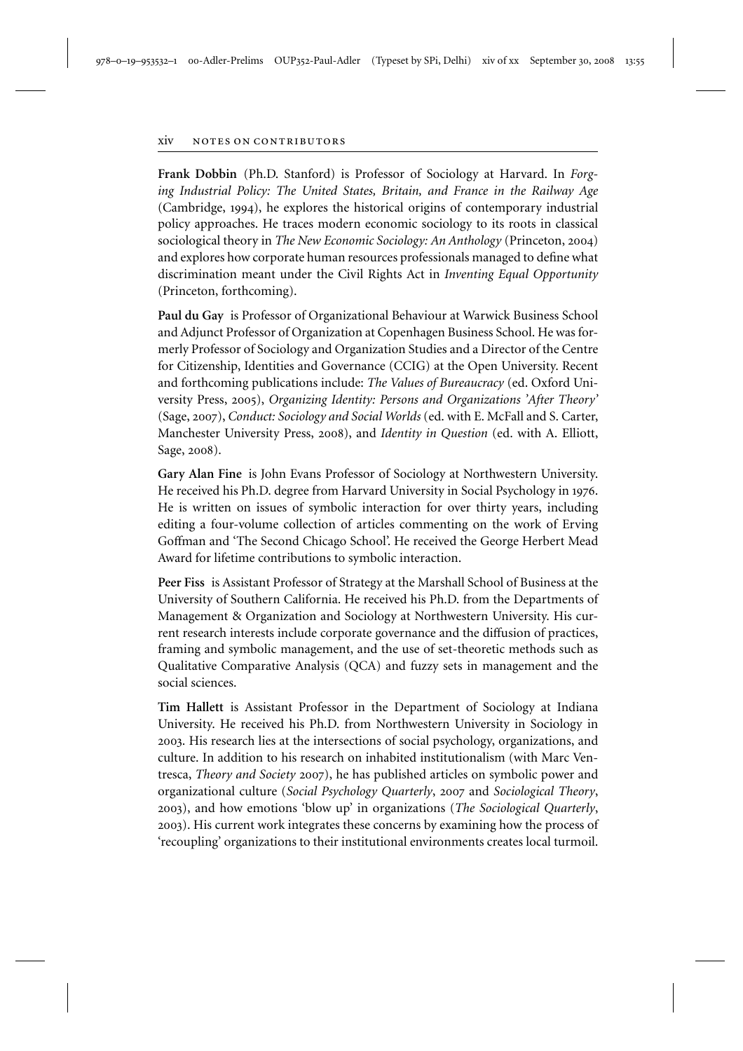**Frank Dobbin** (Ph.D. Stanford) is Professor of Sociology at Harvard. In *Forging Industrial Policy: The United States, Britain, and France in the Railway Age* (Cambridge, 1994), he explores the historical origins of contemporary industrial policy approaches. He traces modern economic sociology to its roots in classical sociological theory in *The New Economic Sociology: An Anthology* (Princeton, 2004) and explores how corporate human resources professionals managed to define what discrimination meant under the Civil Rights Act in *Inventing Equal Opportunity* (Princeton, forthcoming).

**Paul du Gay** is Professor of Organizational Behaviour at Warwick Business School and Adjunct Professor of Organization at Copenhagen Business School. He was formerly Professor of Sociology and Organization Studies and a Director of the Centre for Citizenship, Identities and Governance (CCIG) at the Open University. Recent and forthcoming publications include: *The Values of Bureaucracy* (ed. Oxford University Press, 2005), *Organizing Identity: Persons and Organizations 'After Theory'* (Sage, 2007), *Conduct: Sociology and Social Worlds* (ed. with E. McFall and S. Carter, Manchester University Press, 2008), and *Identity in Question* (ed. with A. Elliott, Sage, 2008).

**Gary Alan Fine** is John Evans Professor of Sociology at Northwestern University. He received his Ph.D. degree from Harvard University in Social Psychology in 1976. He is written on issues of symbolic interaction for over thirty years, including editing a four-volume collection of articles commenting on the work of Erving Goffman and 'The Second Chicago School'. He received the George Herbert Mead Award for lifetime contributions to symbolic interaction.

**Peer Fiss** is Assistant Professor of Strategy at the Marshall School of Business at the University of Southern California. He received his Ph.D. from the Departments of Management & Organization and Sociology at Northwestern University. His current research interests include corporate governance and the diffusion of practices, framing and symbolic management, and the use of set-theoretic methods such as Qualitative Comparative Analysis (QCA) and fuzzy sets in management and the social sciences.

**Tim Hallett** is Assistant Professor in the Department of Sociology at Indiana University. He received his Ph.D. from Northwestern University in Sociology in 2003. His research lies at the intersections of social psychology, organizations, and culture. In addition to his research on inhabited institutionalism (with Marc Ventresca, *Theory and Society* 2007), he has published articles on symbolic power and organizational culture (*Social Psychology Quarterly*, 2007 and *Sociological Theory*, 2003), and how emotions 'blow up' in organizations (*The Sociological Quarterly*, 2003). His current work integrates these concerns by examining how the process of 'recoupling' organizations to their institutional environments creates local turmoil.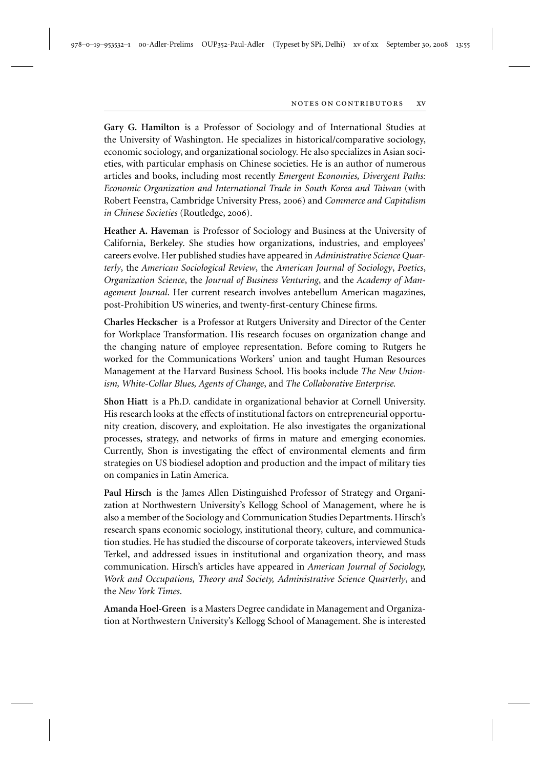**Gary G. Hamilton** is a Professor of Sociology and of International Studies at the University of Washington. He specializes in historical/comparative sociology, economic sociology, and organizational sociology. He also specializes in Asian societies, with particular emphasis on Chinese societies. He is an author of numerous articles and books, including most recently *Emergent Economies, Divergent Paths: Economic Organization and International Trade in South Korea and Taiwan* (with Robert Feenstra, Cambridge University Press, 2006) and *Commerce and Capitalism in Chinese Societies* (Routledge, 2006).

**Heather A. Haveman** is Professor of Sociology and Business at the University of California, Berkeley. She studies how organizations, industries, and employees' careers evolve. Her published studies have appeared in *Administrative Science Quarterly*, the *American Sociological Review*, the *American Journal of Sociology*, *Poetics*, *Organization Science*, the *Journal of Business Venturing*, and the *Academy of Management Journal*. Her current research involves antebellum American magazines, post-Prohibition US wineries, and twenty-first-century Chinese firms.

**Charles Heckscher** is a Professor at Rutgers University and Director of the Center for Workplace Transformation. His research focuses on organization change and the changing nature of employee representation. Before coming to Rutgers he worked for the Communications Workers' union and taught Human Resources Management at the Harvard Business School. His books include *The New Unionism, White-Collar Blues, Agents of Change*, and *The Collaborative Enterprise.*

**Shon Hiatt** is a Ph.D. candidate in organizational behavior at Cornell University. His research looks at the effects of institutional factors on entrepreneurial opportunity creation, discovery, and exploitation. He also investigates the organizational processes, strategy, and networks of firms in mature and emerging economies. Currently, Shon is investigating the effect of environmental elements and firm strategies on US biodiesel adoption and production and the impact of military ties on companies in Latin America.

**Paul Hirsch** is the James Allen Distinguished Professor of Strategy and Organization at Northwestern University's Kellogg School of Management, where he is also a member of the Sociology and Communication Studies Departments. Hirsch's research spans economic sociology, institutional theory, culture, and communication studies. He has studied the discourse of corporate takeovers, interviewed Studs Terkel, and addressed issues in institutional and organization theory, and mass communication. Hirsch's articles have appeared in *American Journal of Sociology, Work and Occupations, Theory and Society, Administrative Science Quarterly*, and the *New York Times*.

**Amanda Hoel-Green** is a Masters Degree candidate in Management and Organization at Northwestern University's Kellogg School of Management. She is interested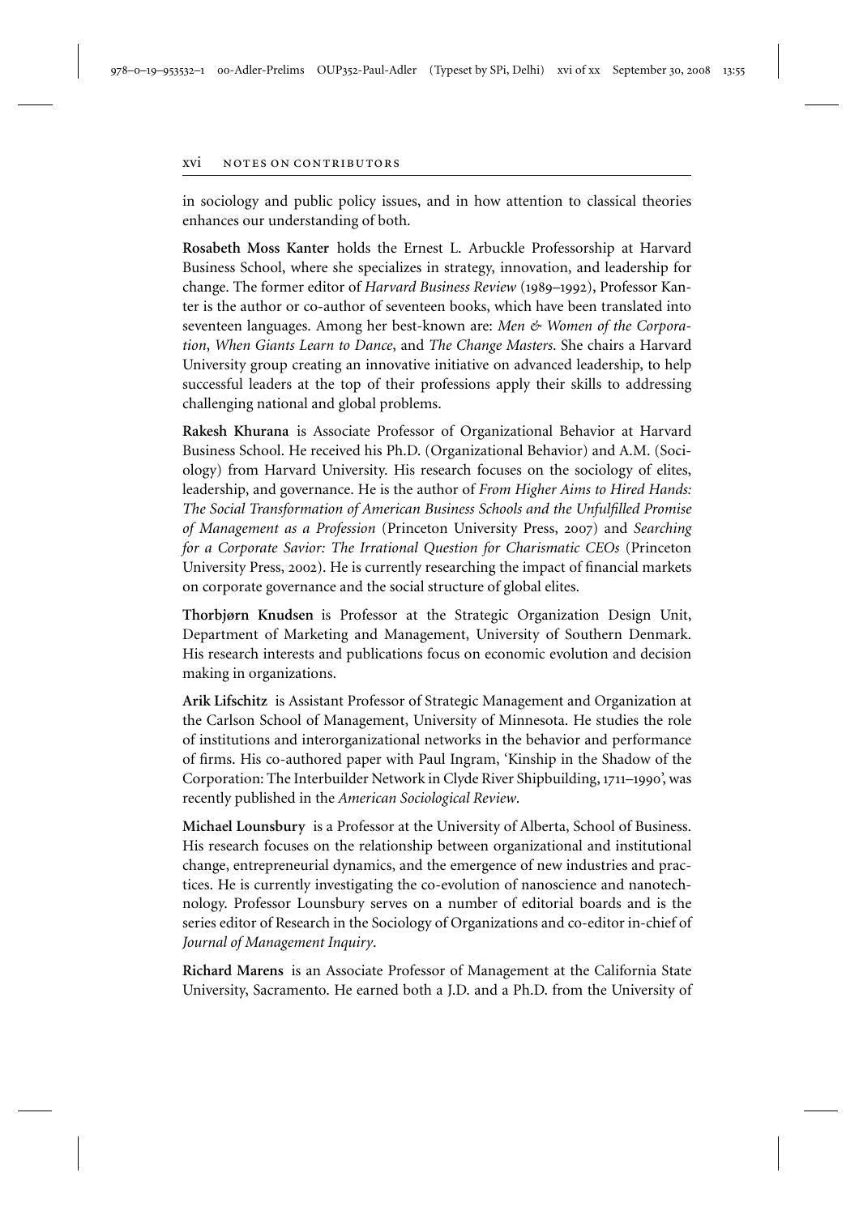in sociology and public policy issues, and in how attention to classical theories enhances our understanding of both.

**Rosabeth Moss Kanter** holds the Ernest L. Arbuckle Professorship at Harvard Business School, where she specializes in strategy, innovation, and leadership for change. The former editor of *Harvard Business Review* (1989–1992), Professor Kanter is the author or co-author of seventeen books, which have been translated into seventeen languages. Among her best-known are: *Men & Women of the Corporation*, *When Giants Learn to Dance*, and *The Change Masters*. She chairs a Harvard University group creating an innovative initiative on advanced leadership, to help successful leaders at the top of their professions apply their skills to addressing challenging national and global problems.

**Rakesh Khurana** is Associate Professor of Organizational Behavior at Harvard Business School. He received his Ph.D. (Organizational Behavior) and A.M. (Sociology) from Harvard University. His research focuses on the sociology of elites, leadership, and governance. He is the author of *From Higher Aims to Hired Hands: The Social Transformation of American Business Schools and the Unfulfilled Promise of Management as a Profession* (Princeton University Press, 2007) and *Searching for a Corporate Savior: The Irrational Question for Charismatic CEOs* (Princeton University Press, 2002). He is currently researching the impact of financial markets on corporate governance and the social structure of global elites.

**Thorbjørn Knudsen** is Professor at the Strategic Organization Design Unit, Department of Marketing and Management, University of Southern Denmark. His research interests and publications focus on economic evolution and decision making in organizations.

**Arik Lifschitz** is Assistant Professor of Strategic Management and Organization at the Carlson School of Management, University of Minnesota. He studies the role of institutions and interorganizational networks in the behavior and performance of firms. His co-authored paper with Paul Ingram, 'Kinship in the Shadow of the Corporation: The Interbuilder Network in Clyde River Shipbuilding, 1711–1990', was recently published in the *American Sociological Review*.

**Michael Lounsbury** is a Professor at the University of Alberta, School of Business. His research focuses on the relationship between organizational and institutional change, entrepreneurial dynamics, and the emergence of new industries and practices. He is currently investigating the co-evolution of nanoscience and nanotechnology. Professor Lounsbury serves on a number of editorial boards and is the series editor of Research in the Sociology of Organizations and co-editor in-chief of *Journal of Management Inquiry*.

**Richard Marens** is an Associate Professor of Management at the California State University, Sacramento. He earned both a J.D. and a Ph.D. from the University of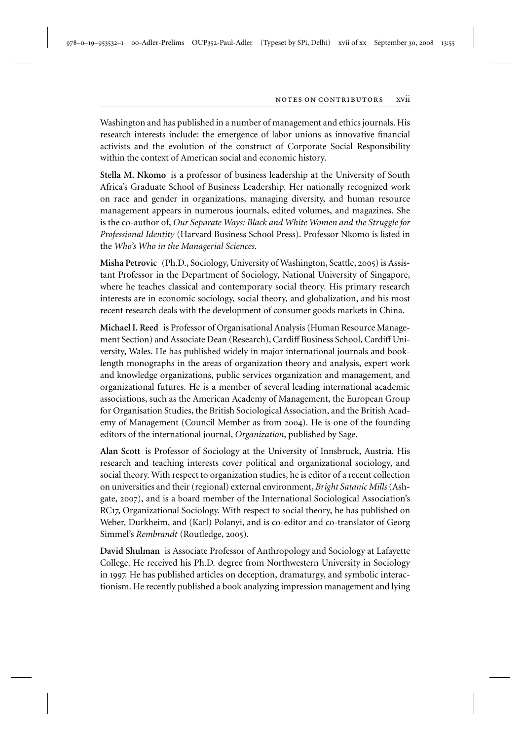Washington and has published in a number of management and ethics journals. His research interests include: the emergence of labor unions as innovative financial activists and the evolution of the construct of Corporate Social Responsibility within the context of American social and economic history.

**Stella M. Nkomo** is a professor of business leadership at the University of South Africa's Graduate School of Business Leadership. Her nationally recognized work on race and gender in organizations, managing diversity, and human resource management appears in numerous journals, edited volumes, and magazines. She is the co-author of, *Our Separate Ways: Black and White Women and the Struggle for Professional Identity* (Harvard Business School Press). Professor Nkomo is listed in the *Who's Who in the Managerial Sciences*.

**Misha Petrovic** (Ph.D., Sociology, University of Washington, Seattle, 2005) is Assistant Professor in the Department of Sociology, National University of Singapore, where he teaches classical and contemporary social theory. His primary research interests are in economic sociology, social theory, and globalization, and his most recent research deals with the development of consumer goods markets in China.

**Michael I. Reed** is Professor of Organisational Analysis (Human Resource Management Section) and Associate Dean (Research), Cardiff Business School, Cardiff University, Wales. He has published widely in major international journals and book-length monographs in the areas of organization theory and analysis, expert work and knowledge organizations, public services organization and management, and organizational futures. He is a member of several leading international academic associations, such as the American Academy of Management, the European Group for Organisation Studies, the British Sociological Association, and the British Academy of Management (Council Member as from 2004). He is one of the founding editors of the international journal, *Organization*, published by Sage.

**Alan Scott** is Professor of Sociology at the University of Innsbruck, Austria. His research and teaching interests cover political and organizational sociology, and social theory. With respect to organization studies, he is editor of a recent collection on universities and their (regional) external environment, *Bright Satanic Mills* (Ashgate, 2007), and is a board member of the International Sociological Association's RC17, Organizational Sociology. With respect to social theory, he has published on Weber, Durkheim, and (Karl) Polanyi, and is co-editor and co-translator of Georg Simmel's *Rembrandt* (Routledge, 2005).

**David Shulman** is Associate Professor of Anthropology and Sociology at Lafayette College. He received his Ph.D. degree from Northwestern University in Sociology in 1997. He has published articles on deception, dramaturgy, and symbolic interactionism. He recently published a book analyzing impression management and lying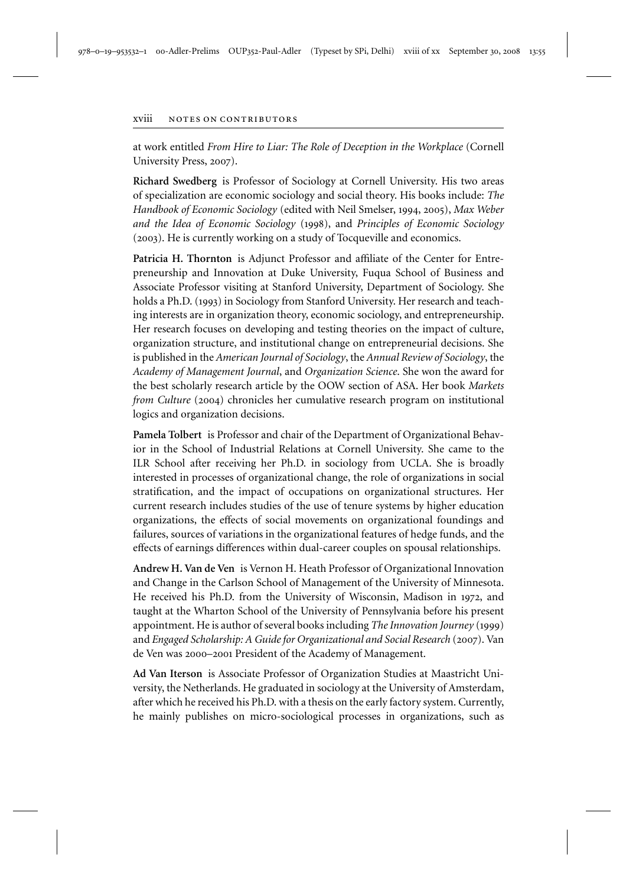at work entitled *From Hire to Liar: The Role of Deception in the Workplace* (Cornell University Press, 2007).

**Richard Swedberg** is Professor of Sociology at Cornell University. His two areas of specialization are economic sociology and social theory. His books include: *The Handbook of Economic Sociology* (edited with Neil Smelser, 1994, 2005), *Max Weber and the Idea of Economic Sociology* (1998), and *Principles of Economic Sociology* (2003). He is currently working on a study of Tocqueville and economics.

**Patricia H. Thornton** is Adjunct Professor and affiliate of the Center for Entrepreneurship and Innovation at Duke University, Fuqua School of Business and Associate Professor visiting at Stanford University, Department of Sociology. She holds a Ph.D. (1993) in Sociology from Stanford University. Her research and teaching interests are in organization theory, economic sociology, and entrepreneurship. Her research focuses on developing and testing theories on the impact of culture, organization structure, and institutional change on entrepreneurial decisions. She is published in the *American Journal of Sociology*, the *Annual Review of Sociology*, the *Academy of Management Journal*, and *Organization Science*. She won the award for the best scholarly research article by the OOW section of ASA. Her book *Markets from Culture* (2004) chronicles her cumulative research program on institutional logics and organization decisions.

**Pamela Tolbert** is Professor and chair of the Department of Organizational Behavior in the School of Industrial Relations at Cornell University. She came to the ILR School after receiving her Ph.D. in sociology from UCLA. She is broadly interested in processes of organizational change, the role of organizations in social stratification, and the impact of occupations on organizational structures. Her current research includes studies of the use of tenure systems by higher education organizations, the effects of social movements on organizational foundings and failures, sources of variations in the organizational features of hedge funds, and the effects of earnings differences within dual-career couples on spousal relationships.

**Andrew H. Van de Ven** is Vernon H. Heath Professor of Organizational Innovation and Change in the Carlson School of Management of the University of Minnesota. He received his Ph.D. from the University of Wisconsin, Madison in 1972, and taught at the Wharton School of the University of Pennsylvania before his present appointment. He is author of several books including *The Innovation Journey* (1999) and *Engaged Scholarship: A Guide for Organizational and Social Research* (2007). Van de Ven was 2000–2001 President of the Academy of Management.

**Ad Van Iterson** is Associate Professor of Organization Studies at Maastricht University, the Netherlands. He graduated in sociology at the University of Amsterdam, after which he received his Ph.D. with a thesis on the early factory system. Currently, he mainly publishes on micro-sociological processes in organizations, such as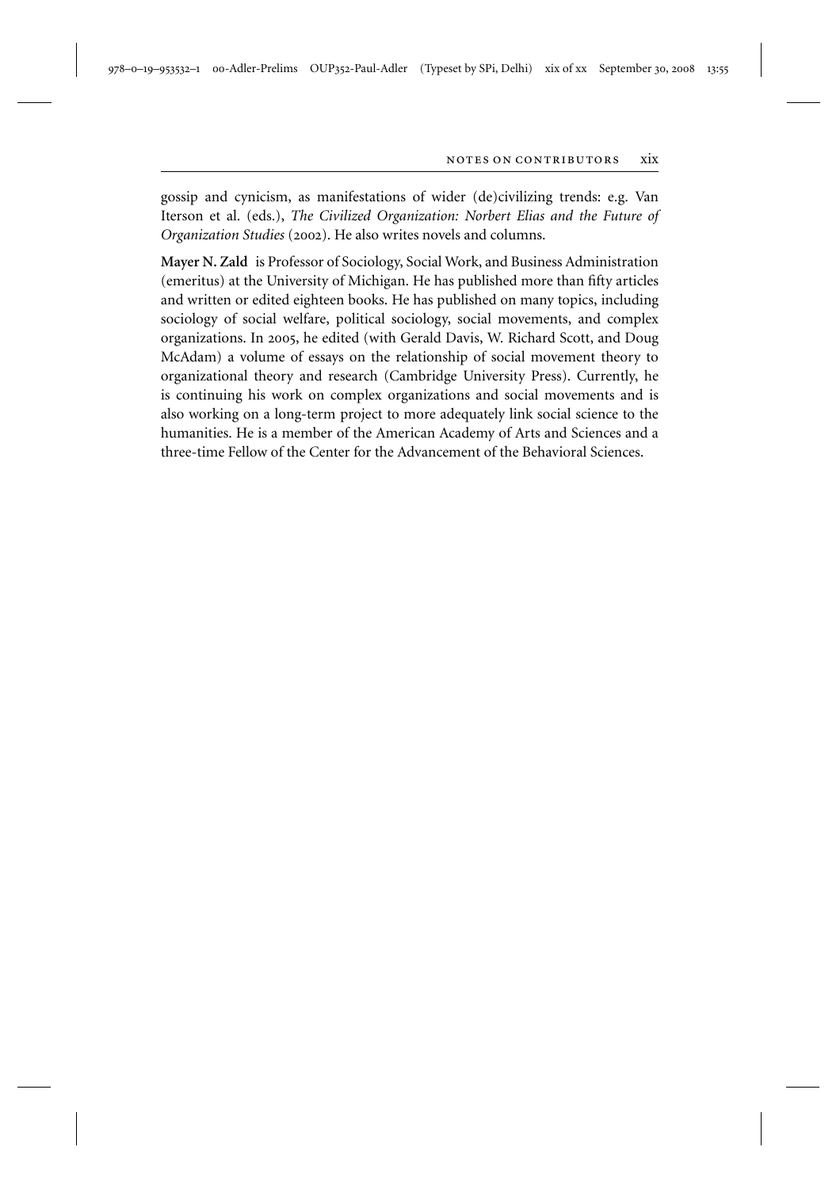gossip and cynicism, as manifestations of wider (de)civilizing trends: e.g. Van Iterson et al. (eds.), *The Civilized Organization: Norbert Elias and the Future of Organization Studies* (2002). He also writes novels and columns.

**Mayer N. Zald** is Professor of Sociology, Social Work, and Business Administration (emeritus) at the University of Michigan. He has published more than fifty articles and written or edited eighteen books. He has published on many topics, including sociology of social welfare, political sociology, social movements, and complex organizations. In 2005, he edited (with Gerald Davis, W. Richard Scott, and Doug McAdam) a volume of essays on the relationship of social movement theory to organizational theory and research (Cambridge University Press). Currently, he is continuing his work on complex organizations and social movements and is also working on a long-term project to more adequately link social science to the humanities. He is a member of the American Academy of Arts and Sciences and a three-time Fellow of the Center for the Advancement of the Behavioral Sciences.